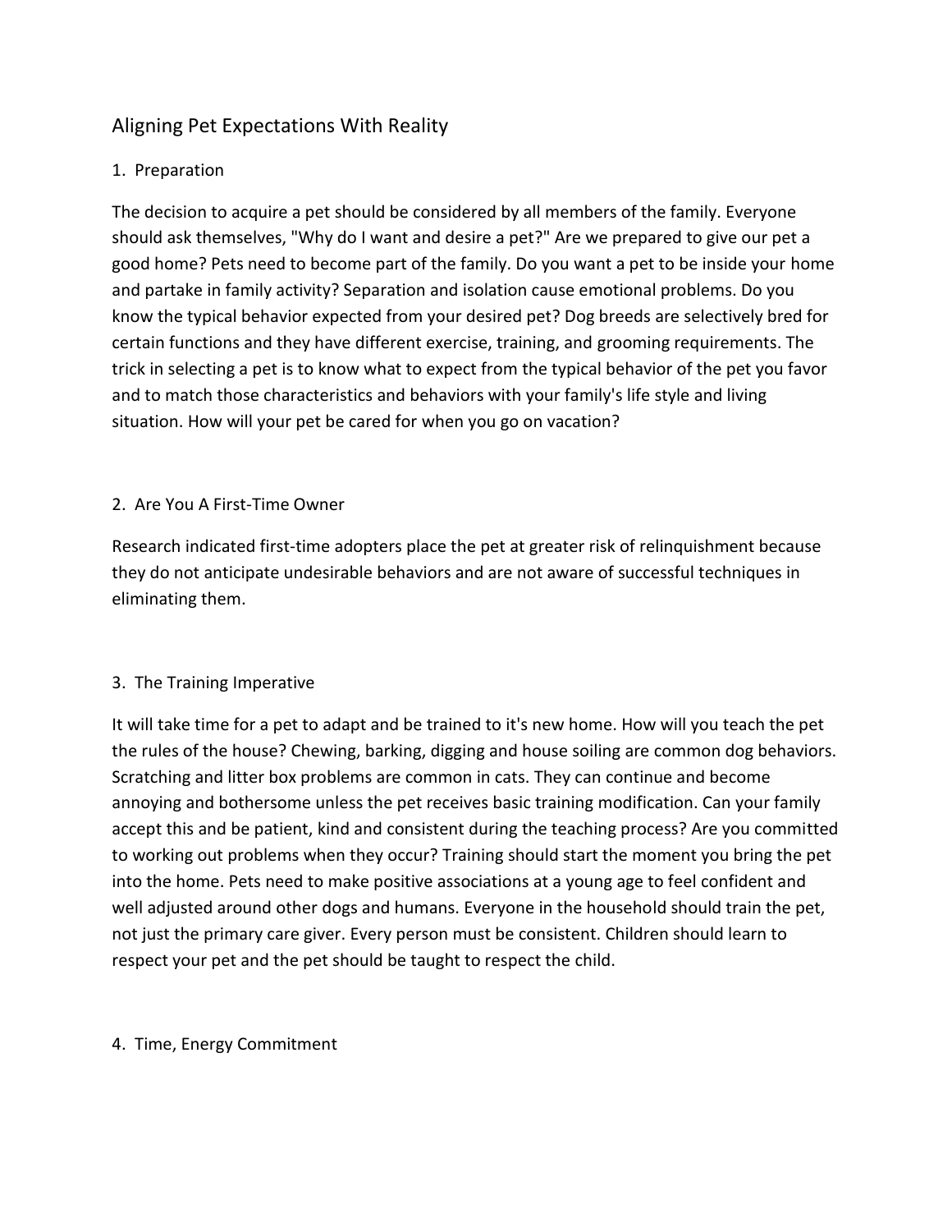# Aligning Pet Expectations With Reality

## 1. Preparation

The decision to acquire a pet should be considered by all members of the family. Everyone should ask themselves, "Why do I want and desire a pet?" Are we prepared to give our pet a good home? Pets need to become part of the family. Do you want a pet to be inside your home and partake in family activity? Separation and isolation cause emotional problems. Do you know the typical behavior expected from your desired pet? Dog breeds are selectively bred for certain functions and they have different exercise, training, and grooming requirements. The trick in selecting a pet is to know what to expect from the typical behavior of the pet you favor and to match those characteristics and behaviors with your family's life style and living situation. How will your pet be cared for when you go on vacation?

## 2. Are You A First-Time Owner

Research indicated first-time adopters place the pet at greater risk of relinquishment because they do not anticipate undesirable behaviors and are not aware of successful techniques in eliminating them.

## 3. The Training Imperative

It will take time for a pet to adapt and be trained to it's new home. How will you teach the pet the rules of the house? Chewing, barking, digging and house soiling are common dog behaviors. Scratching and litter box problems are common in cats. They can continue and become annoying and bothersome unless the pet receives basic training modification. Can your family accept this and be patient, kind and consistent during the teaching process? Are you committed to working out problems when they occur? Training should start the moment you bring the pet into the home. Pets need to make positive associations at a young age to feel confident and well adjusted around other dogs and humans. Everyone in the household should train the pet, not just the primary care giver. Every person must be consistent. Children should learn to respect your pet and the pet should be taught to respect the child.

## 4. Time, Energy Commitment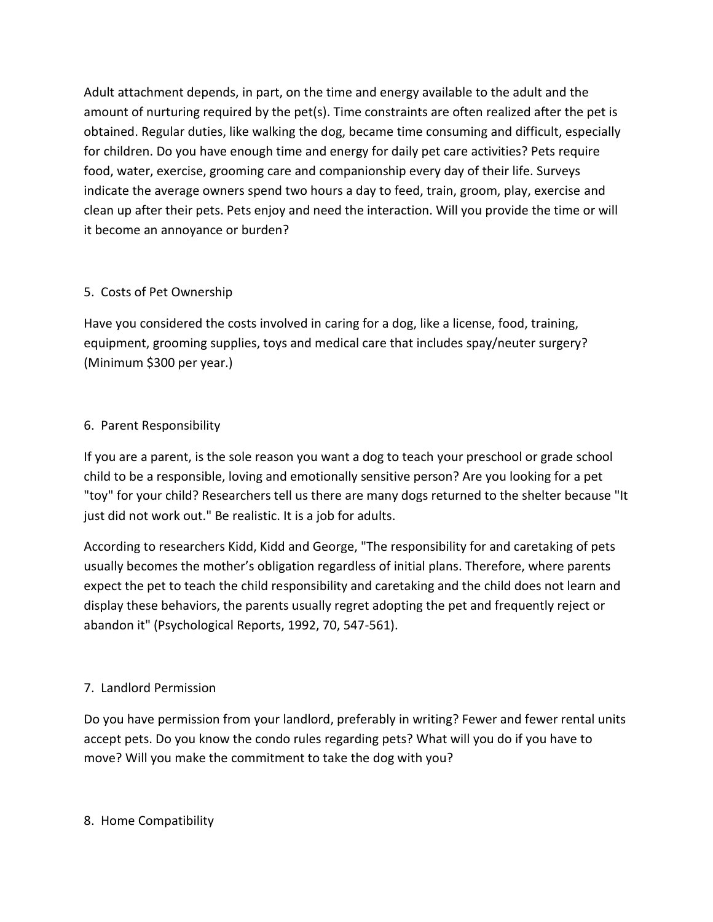Adult attachment depends, in part, on the time and energy available to the adult and the amount of nurturing required by the pet(s). Time constraints are often realized after the pet is obtained. Regular duties, like walking the dog, became time consuming and difficult, especially for children. Do you have enough time and energy for daily pet care activities? Pets require food, water, exercise, grooming care and companionship every day of their life. Surveys indicate the average owners spend two hours a day to feed, train, groom, play, exercise and clean up after their pets. Pets enjoy and need the interaction. Will you provide the time or will it become an annoyance or burden?

## 5. Costs of Pet Ownership

Have you considered the costs involved in caring for a dog, like a license, food, training, equipment, grooming supplies, toys and medical care that includes spay/neuter surgery? (Minimum $300 per year.)

## 6. Parent Responsibility

If you are a parent, is the sole reason you want a dog to teach your preschool or grade school child to be a responsible, loving and emotionally sensitive person? Are you looking for a pet "toy" for your child? Researchers tell us there are many dogs returned to the shelter because "It just did not work out." Be realistic. It is a job for adults.

According to researchers Kidd, Kidd and George, "The responsibility for and caretaking of pets usually becomes the mother's obligation regardless of initial plans. Therefore, where parents expect the pet to teach the child responsibility and caretaking and the child does not learn and display these behaviors, the parents usually regret adopting the pet and frequently reject or abandon it" (Psychological Reports, 1992, 70, 547-561).

## 7. Landlord Permission

Do you have permission from your landlord, preferably in writing? Fewer and fewer rental units accept pets. Do you know the condo rules regarding pets? What will you do if you have to move? Will you make the commitment to take the dog with you?

## 8. Home Compatibility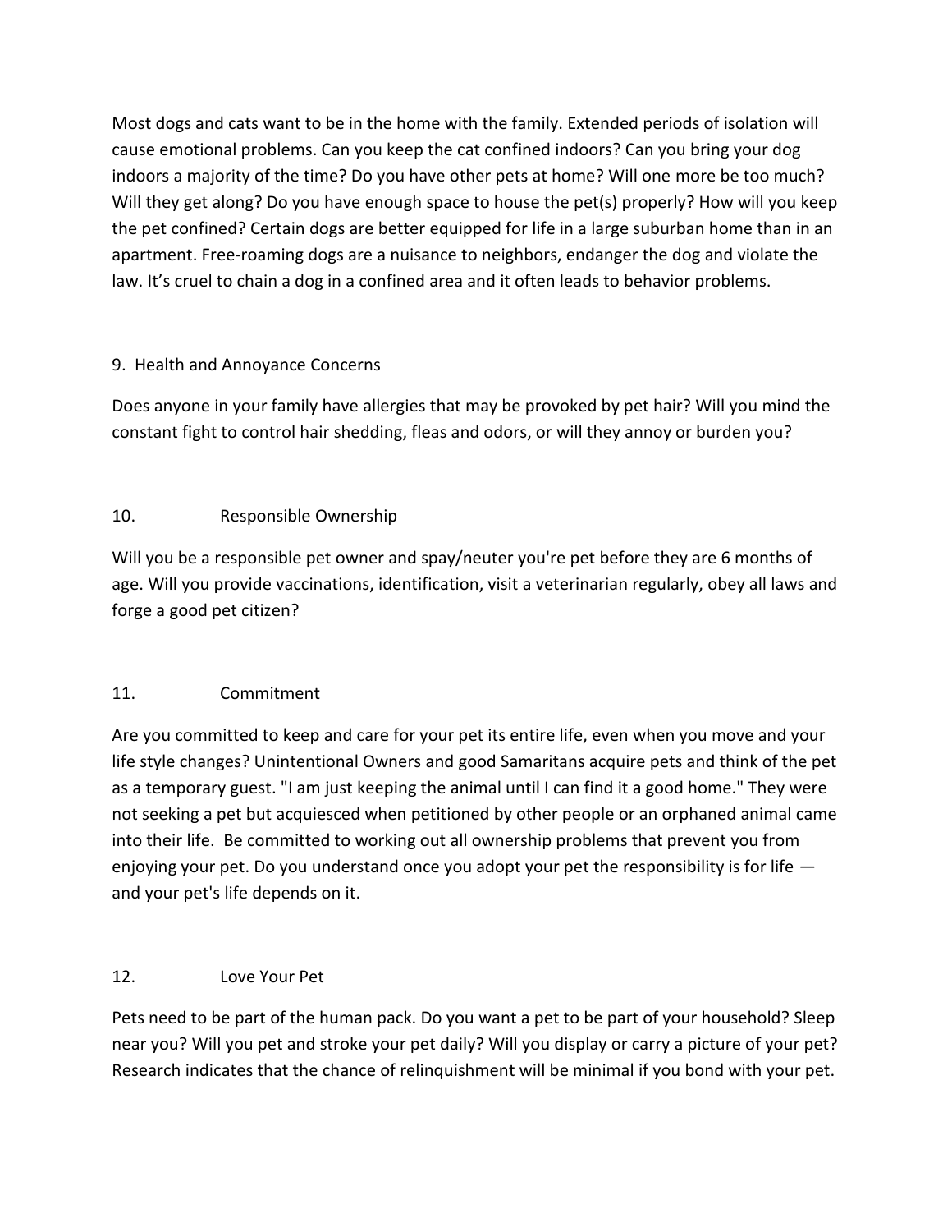Most dogs and cats want to be in the home with the family. Extended periods of isolation will cause emotional problems. Can you keep the cat confined indoors? Can you bring your dog indoors a majority of the time? Do you have other pets at home? Will one more be too much? Will they get along? Do you have enough space to house the pet(s) properly? How will you keep the pet confined? Certain dogs are better equipped for life in a large suburban home than in an apartment. Free-roaming dogs are a nuisance to neighbors, endanger the dog and violate the law. It's cruel to chain a dog in a confined area and it often leads to behavior problems.

## 9. Health and Annoyance Concerns

Does anyone in your family have allergies that may be provoked by pet hair? Will you mind the constant fight to control hair shedding, fleas and odors, or will they annoy or burden you?

## 10. Responsible Ownership

Will you be a responsible pet owner and spay/neuter you're pet before they are 6 months of age. Will you provide vaccinations, identification, visit a veterinarian regularly, obey all laws and forge a good pet citizen?

## 11. Commitment

Are you committed to keep and care for your pet its entire life, even when you move and your life style changes? Unintentional Owners and good Samaritans acquire pets and think of the pet as a temporary guest. "I am just keeping the animal until I can find it a good home." They were not seeking a pet but acquiesced when petitioned by other people or an orphaned animal came into their life. Be committed to working out all ownership problems that prevent you from enjoying your pet. Do you understand once you adopt your pet the responsibility is for life — and your pet's life depends on it.

## 12. Love Your Pet

Pets need to be part of the human pack. Do you want a pet to be part of your household? Sleep near you? Will you pet and stroke your pet daily? Will you display or carry a picture of your pet? Research indicates that the chance of relinquishment will be minimal if you bond with your pet.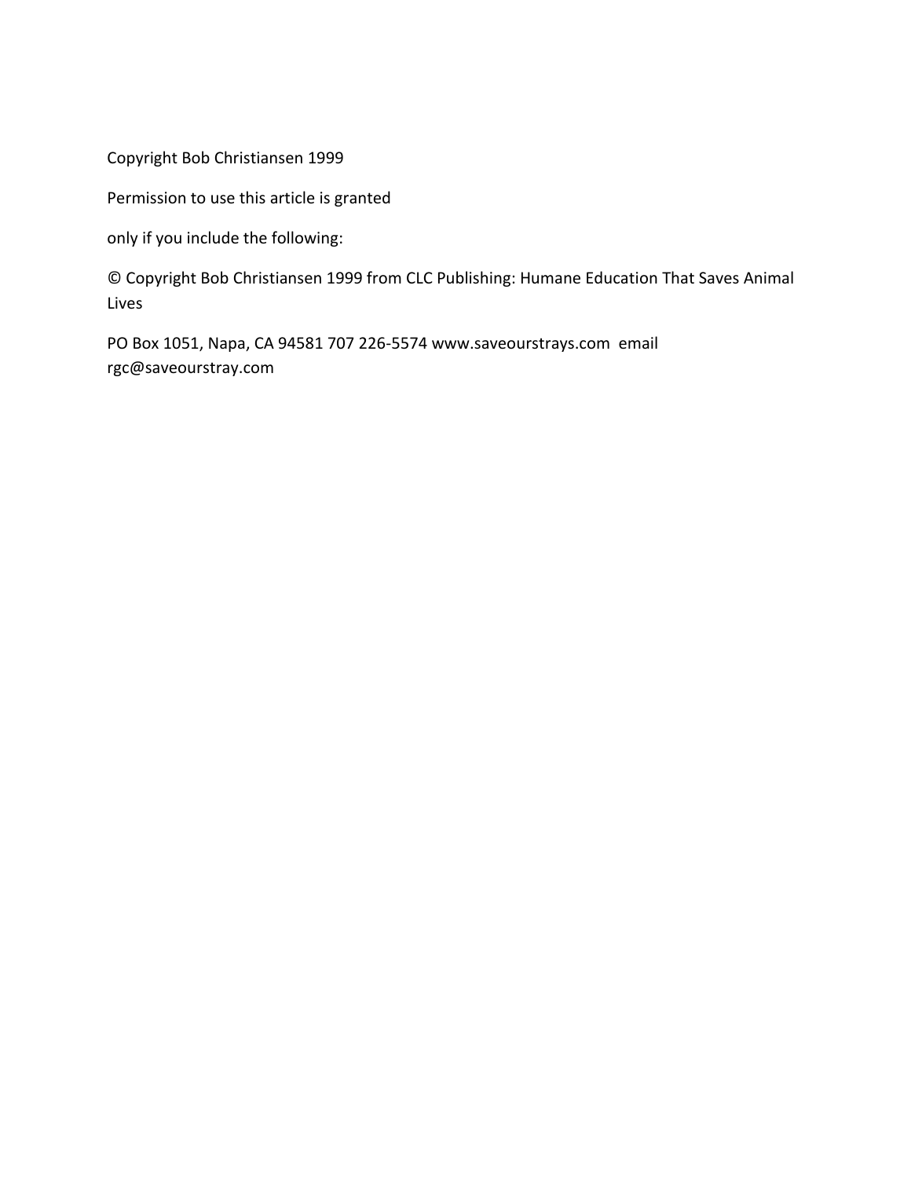Copyright Bob Christiansen 1999

Permission to use this article is granted

only if you include the following:

© Copyright Bob Christiansen 1999 from CLC Publishing: Humane Education That Saves Animal Lives

PO Box 1051, Napa, CA 94581 707 226-5574 www.saveourstrays.com email rgc@saveourstray.com